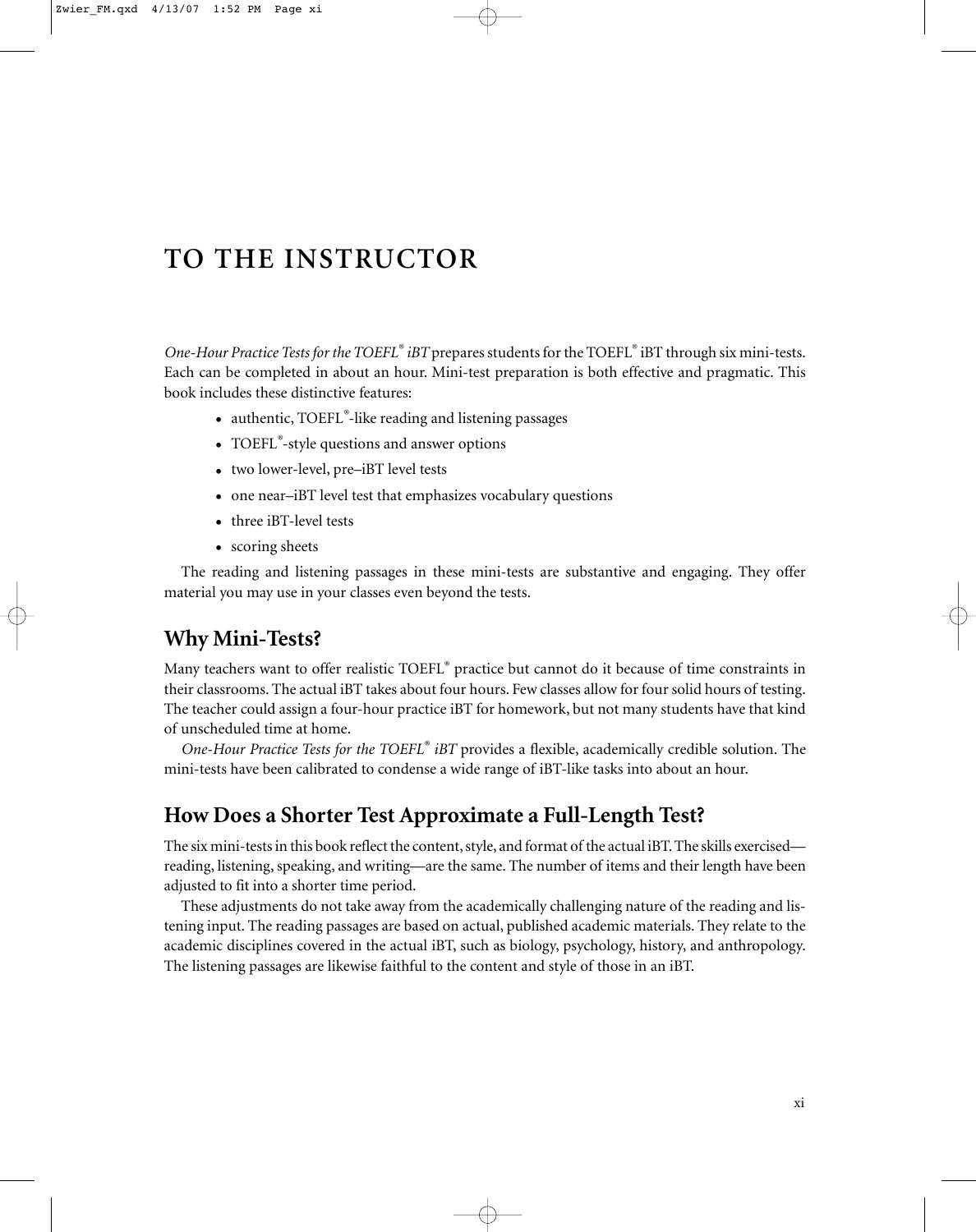# TO THE INSTRUCTOR

*One-Hour Practice Tests for the TOEFL® iBT* prepares students for the TOEFL® iBT through six mini-tests. Each can be completed in about an hour. Mini-test preparation is both effective and pragmatic. This book includes these distinctive features:

- authentic, TOEFL®-like reading and listening passages
- TOEFL®-style questions and answer options
- two lower-level, pre–iBT level tests
- one near–iBT level test that emphasizes vocabulary questions
- three iBT-level tests
- scoring sheets

The reading and listening passages in these mini-tests are substantive and engaging. They offer material you may use in your classes even beyond the tests.

## Why Mini-Tests?

Many teachers want to offer realistic TOEFL® practice but cannot do it because of time constraints in their classrooms. The actual iBT takes about four hours. Few classes allow for four solid hours of testing. The teacher could assign a four-hour practice iBT for homework, but not many students have that kind of unscheduled time at home.

*One-Hour Practice Tests for the TOEFL® iBT* provides a flexible, academically credible solution. The mini-tests have been calibrated to condense a wide range of iBT-like tasks into about an hour.

## How Does a Shorter Test Approximate a Full-Length Test?

The six mini-tests in this book reflect the content, style, and format of the actual iBT. The skills exercised—reading, listening, speaking, and writing—are the same. The number of items and their length have been adjusted to fit into a shorter time period.

These adjustments do not take away from the academically challenging nature of the reading and listening input. The reading passages are based on actual, published academic materials. They relate to the academic disciplines covered in the actual iBT, such as biology, psychology, history, and anthropology. The listening passages are likewise faithful to the content and style of those in an iBT.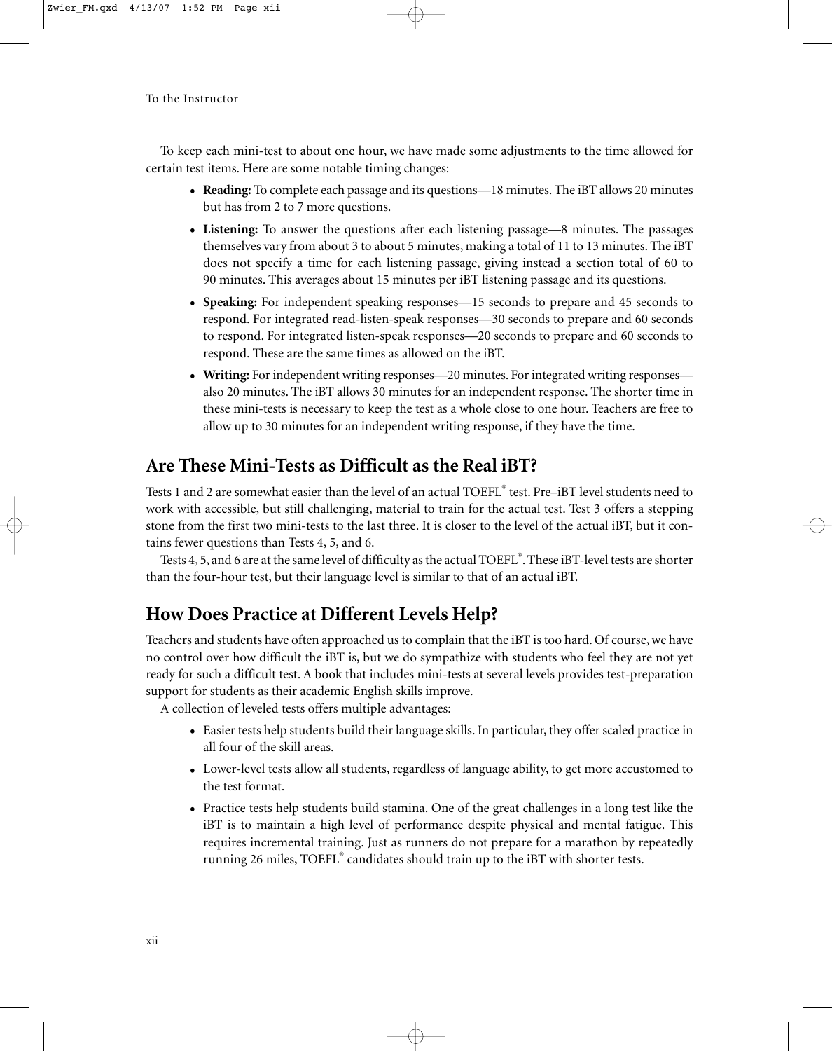To keep each mini-test to about one hour, we have made some adjustments to the time allowed for certain test items. Here are some notable timing changes:

- **Reading:** To complete each passage and its questions—18 minutes. The iBT allows 20 minutes but has from 2 to 7 more questions.
- **Listening:** To answer the questions after each listening passage—8 minutes. The passages themselves vary from about 3 to about 5 minutes, making a total of 11 to 13 minutes. The iBT does not specify a time for each listening passage, giving instead a section total of 60 to 90 minutes. This averages about 15 minutes per iBT listening passage and its questions.
- **Speaking:** For independent speaking responses—15 seconds to prepare and 45 seconds to respond. For integrated read-listen-speak responses—30 seconds to prepare and 60 seconds to respond. For integrated listen-speak responses—20 seconds to prepare and 60 seconds to respond. These are the same times as allowed on the iBT.
- **Writing:** For independent writing responses—20 minutes. For integrated writing responses—also 20 minutes. The iBT allows 30 minutes for an independent response. The shorter time in these mini-tests is necessary to keep the test as a whole close to one hour. Teachers are free to allow up to 30 minutes for an independent writing response, if they have the time.

## Are These Mini-Tests as Difficult as the Real iBT?

Tests 1 and 2 are somewhat easier than the level of an actual TOEFL® test. Pre–iBT level students need to work with accessible, but still challenging, material to train for the actual test. Test 3 offers a stepping stone from the first two mini-tests to the last three. It is closer to the level of the actual iBT, but it contains fewer questions than Tests 4, 5, and 6.

Tests 4, 5, and 6 are at the same level of difficulty as the actual TOEFL®. These iBT-level tests are shorter than the four-hour test, but their language level is similar to that of an actual iBT.

## How Does Practice at Different Levels Help?

Teachers and students have often approached us to complain that the iBT is too hard. Of course, we have no control over how difficult the iBT is, but we do sympathize with students who feel they are not yet ready for such a difficult test. A book that includes mini-tests at several levels provides test-preparation support for students as their academic English skills improve.

A collection of leveled tests offers multiple advantages:

- Easier tests help students build their language skills. In particular, they offer scaled practice in all four of the skill areas.
- Lower-level tests allow all students, regardless of language ability, to get more accustomed to the test format.
- Practice tests help students build stamina. One of the great challenges in a long test like the iBT is to maintain a high level of performance despite physical and mental fatigue. This requires incremental training. Just as runners do not prepare for a marathon by repeatedly running 26 miles, TOEFL® candidates should train up to the iBT with shorter tests.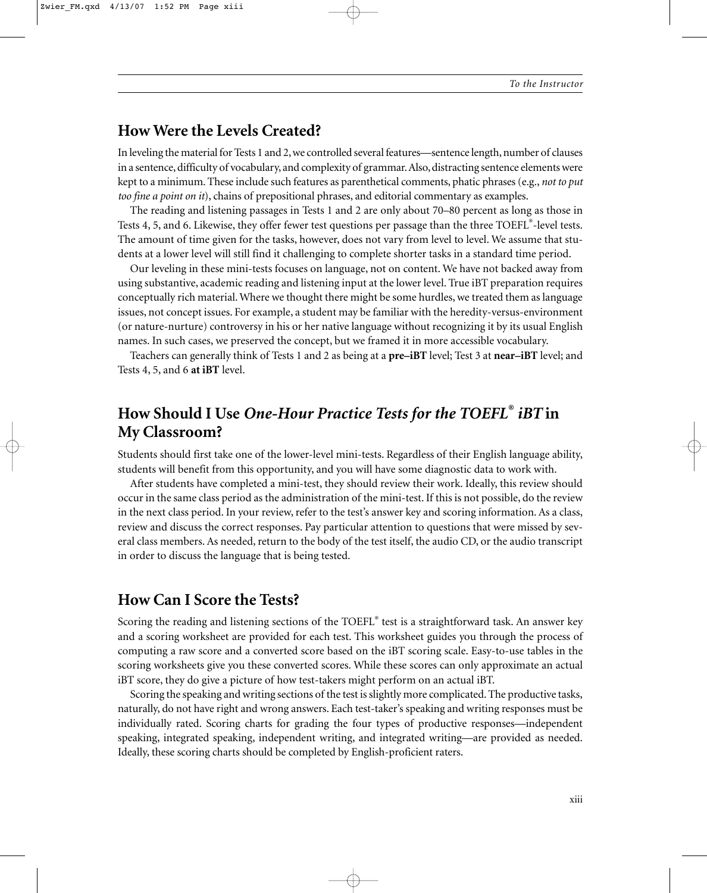## How Were the Levels Created?

In leveling the material for Tests 1 and 2, we controlled several features—sentence length, number of clauses in a sentence, difficulty of vocabulary, and complexity of grammar. Also, distracting sentence elements were kept to a minimum. These include such features as parenthetical comments, phatic phrases (e.g., *not to put too fine a point on it*), chains of prepositional phrases, and editorial commentary as examples.

The reading and listening passages in Tests 1 and 2 are only about 70–80 percent as long as those in Tests 4, 5, and 6. Likewise, they offer fewer test questions per passage than the three TOEFL®-level tests. The amount of time given for the tasks, however, does not vary from level to level. We assume that students at a lower level will still find it challenging to complete shorter tasks in a standard time period.

Our leveling in these mini-tests focuses on language, not on content. We have not backed away from using substantive, academic reading and listening input at the lower level. True iBT preparation requires conceptually rich material. Where we thought there might be some hurdles, we treated them as language issues, not concept issues. For example, a student may be familiar with the heredity-versus-environment (or nature-nurture) controversy in his or her native language without recognizing it by its usual English names. In such cases, we preserved the concept, but we framed it in more accessible vocabulary.

Teachers can generally think of Tests 1 and 2 as being at a **pre–iBT** level; Test 3 at **near–iBT** level; and Tests 4, 5, and 6 **at iBT** level.

## How Should I Use *One-Hour Practice Tests for the TOEFL® iBT* in My Classroom?

Students should first take one of the lower-level mini-tests. Regardless of their English language ability, students will benefit from this opportunity, and you will have some diagnostic data to work with.

After students have completed a mini-test, they should review their work. Ideally, this review should occur in the same class period as the administration of the mini-test. If this is not possible, do the review in the next class period. In your review, refer to the test's answer key and scoring information. As a class, review and discuss the correct responses. Pay particular attention to questions that were missed by several class members. As needed, return to the body of the test itself, the audio CD, or the audio transcript in order to discuss the language that is being tested.

## How Can I Score the Tests?

Scoring the reading and listening sections of the TOEFL® test is a straightforward task. An answer key and a scoring worksheet are provided for each test. This worksheet guides you through the process of computing a raw score and a converted score based on the iBT scoring scale. Easy-to-use tables in the scoring worksheets give you these converted scores. While these scores can only approximate an actual iBT score, they do give a picture of how test-takers might perform on an actual iBT.

Scoring the speaking and writing sections of the test is slightly more complicated. The productive tasks, naturally, do not have right and wrong answers. Each test-taker's speaking and writing responses must be individually rated. Scoring charts for grading the four types of productive responses—independent speaking, integrated speaking, independent writing, and integrated writing—are provided as needed. Ideally, these scoring charts should be completed by English-proficient raters.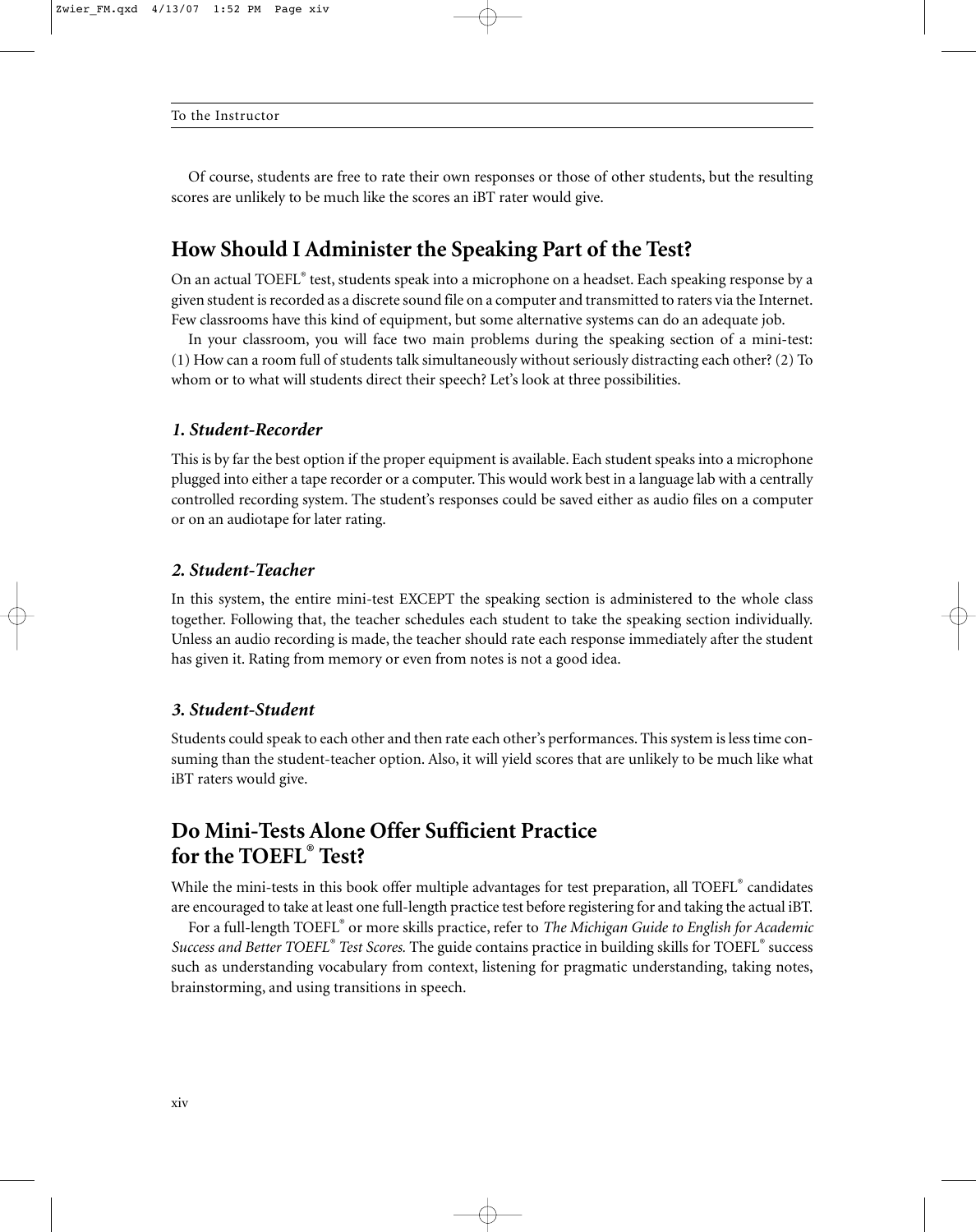Of course, students are free to rate their own responses or those of other students, but the resulting scores are unlikely to be much like the scores an iBT rater would give.

## How Should I Administer the Speaking Part of the Test?

On an actual TOEFL® test, students speak into a microphone on a headset. Each speaking response by a given student is recorded as a discrete sound file on a computer and transmitted to raters via the Internet. Few classrooms have this kind of equipment, but some alternative systems can do an adequate job.

In your classroom, you will face two main problems during the speaking section of a mini-test: (1) How can a room full of students talk simultaneously without seriously distracting each other? (2) To whom or to what will students direct their speech? Let's look at three possibilities.

### *1. Student-Recorder*

This is by far the best option if the proper equipment is available. Each student speaks into a microphone plugged into either a tape recorder or a computer. This would work best in a language lab with a centrally controlled recording system. The student's responses could be saved either as audio files on a computer or on an audiotape for later rating.

### *2. Student-Teacher*

In this system, the entire mini-test EXCEPT the speaking section is administered to the whole class together. Following that, the teacher schedules each student to take the speaking section individually. Unless an audio recording is made, the teacher should rate each response immediately after the student has given it. Rating from memory or even from notes is not a good idea.

### *3. Student-Student*

Students could speak to each other and then rate each other's performances. This system is less time consuming than the student-teacher option. Also, it will yield scores that are unlikely to be much like what iBT raters would give.

## Do Mini-Tests Alone Offer Sufficient Practice for the TOEFL® Test?

While the mini-tests in this book offer multiple advantages for test preparation, all TOEFL® candidates are encouraged to take at least one full-length practice test before registering for and taking the actual iBT.

For a full-length TOEFL® or more skills practice, refer to *The Michigan Guide to English for Academic Success and Better TOEFL® Test Scores.* The guide contains practice in building skills for TOEFL® success such as understanding vocabulary from context, listening for pragmatic understanding, taking notes, brainstorming, and using transitions in speech.